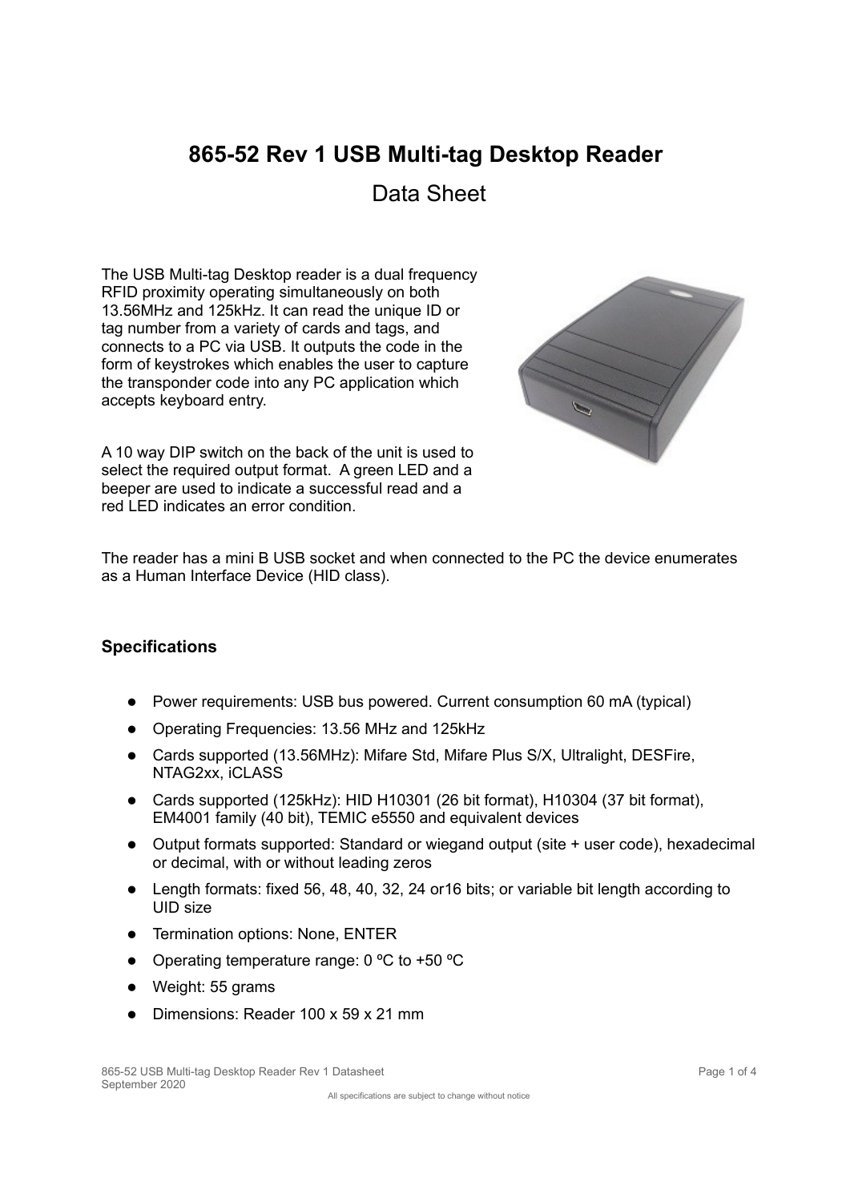# 865-52 Rev 1 USB Multi-tag Desktop Reader

## Data Sheet

The USB Multi-tag Desktop reader is a dual frequency RFID proximity operating simultaneously on both 13.56MHz and 125kHz. It can read the unique ID or tag number from a variety of cards and tags, and connects to a PC via USB. It outputs the code in the form of keystrokes which enables the user to capture the transponder code into any PC application which accepts keyboard entry.

A 10 way DIP switch on the back of the unit is used to select the required output format. A green LED and a beeper are used to indicate a successful read and a red LED indicates an error condition.

The reader has a mini B USB socket and when connected to the PC the device enumerates as a Human Interface Device (HID class).

### Specifications

- Power requirements: USB bus powered. Current consumption 60 mA (typical)
- Operating Frequencies: 13.56 MHz and 125kHz
- Cards supported (13.56MHz): Mifare Std, Mifare Plus S/X, Ultralight, DESFire, NTAG2xx, iCLASS
- Cards supported (125kHz): HID H10301 (26 bit format), H10304 (37 bit format), EM4001 family (40 bit), TEMIC e5550 and equivalent devices
- Output formats supported: Standard or wiegand output (site + user code), hexadecimal or decimal, with or without leading zeros
- Length formats: fixed 56, 48, 40, 32, 24 or16 bits; or variable bit length according to UID size
- Termination options: None, ENTER
- Operating temperature range: 0 ºC to +50 ºC
- Weight: 55 grams
- Dimensions: Reader 100 x 59 x 21 mm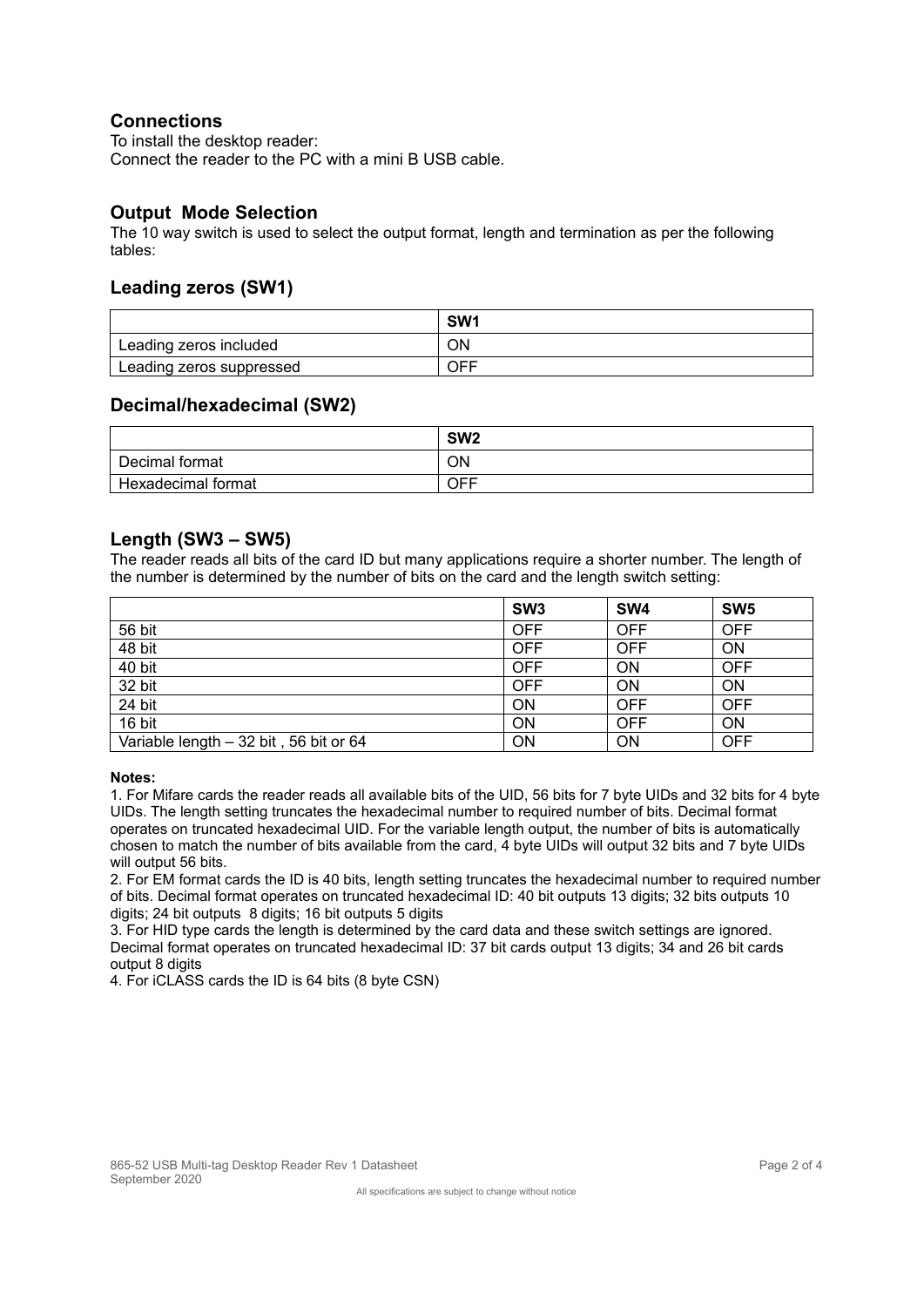## Connections

To install the desktop reader:
Connect the reader to the PC with a mini B USB cable.

## Output Mode Selection

The 10 way switch is used to select the output format, length and termination as per the following tables:

## Leading zeros (SW1)

| | SW1 |
|---|---|
| Leading zeros included | ON |
| Leading zeros suppressed | OFF |

## Decimal/hexadecimal (SW2)

| | SW2 |
|---|---|
| Decimal format | ON |
| Hexadecimal format | OFF |

## Length (SW3 – SW5)

The reader reads all bits of the card ID but many applications require a shorter number. The length of the number is determined by the number of bits on the card and the length switch setting:

| | SW3 | SW4 | SW5 |
|---|---|---|---|
| 56 bit | OFF | OFF | OFF |
| 48 bit | OFF | OFF | ON |
| 40 bit | OFF | ON | OFF |
| 32 bit | OFF | ON | ON |
| 24 bit | ON | OFF | OFF |
| 16 bit | ON | OFF | ON |
| Variable length – 32 bit , 56 bit or 64 | ON | ON | OFF |

**Notes:**

1. For Mifare cards the reader reads all available bits of the UID, 56 bits for 7 byte UIDs and 32 bits for 4 byte UIDs. The length setting truncates the hexadecimal number to required number of bits. Decimal format operates on truncated hexadecimal UID. For the variable length output, the number of bits is automatically chosen to match the number of bits available from the card, 4 byte UIDs will output 32 bits and 7 byte UIDs will output 56 bits.
2. For EM format cards the ID is 40 bits, length setting truncates the hexadecimal number to required number of bits. Decimal format operates on truncated hexadecimal ID: 40 bit outputs 13 digits; 32 bits outputs 10 digits; 24 bit outputs 8 digits; 16 bit outputs 5 digits
3. For HID type cards the length is determined by the card data and these switch settings are ignored. Decimal format operates on truncated hexadecimal ID: 37 bit cards output 13 digits; 34 and 26 bit cards output 8 digits
4. For iCLASS cards the ID is 64 bits (8 byte CSN)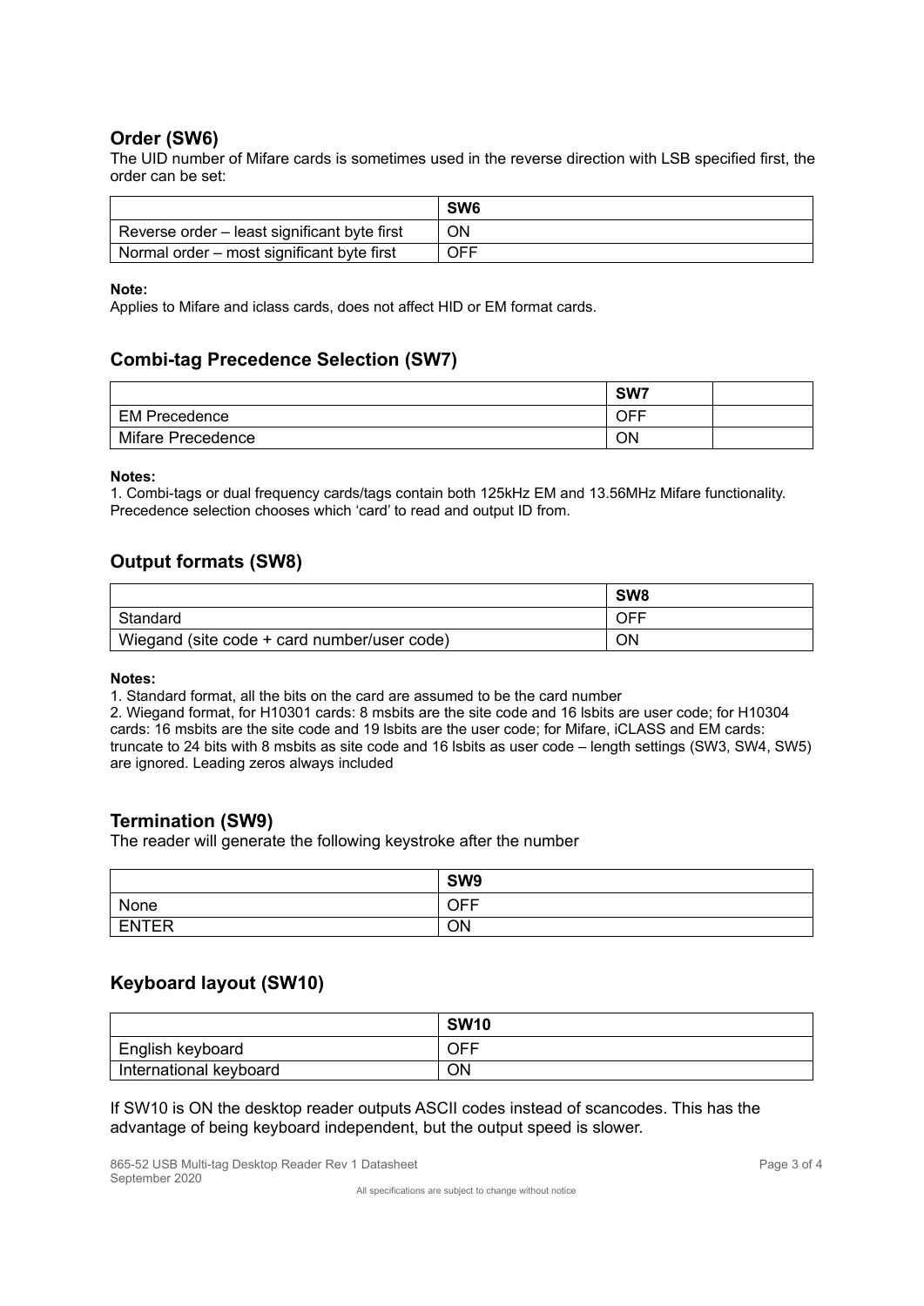## Order (SW6)

The UID number of Mifare cards is sometimes used in the reverse direction with LSB specified first, the order can be set:

| | **SW6** |
|---|---|
| Reverse order – least significant byte first | ON |
| Normal order – most significant byte first | OFF |

**Note:**
Applies to Mifare and iclass cards, does not affect HID or EM format cards.

## Combi-tag Precedence Selection (SW7)

| | **SW7** | |
|---|---|---|
| EM Precedence | OFF | |
| Mifare Precedence | ON | |

**Notes:**
1. Combi-tags or dual frequency cards/tags contain both 125kHz EM and 13.56MHz Mifare functionality. Precedence selection chooses which 'card' to read and output ID from.

## Output formats (SW8)

| | **SW8** |
|---|---|
| Standard | OFF |
| Wiegand (site code + card number/user code) | ON |

**Notes:**
1. Standard format, all the bits on the card are assumed to be the card number
2. Wiegand format, for H10301 cards: 8 msbits are the the site code and 16 lsbits are user code; for H10304 cards: 16 msbits are the site code and 19 lsbits are the user code; for Mifare, iCLASS and EM cards: truncate to 24 bits with 8 msbits as site code and 16 lsbits as user code – length settings (SW3, SW4, SW5) are ignored. Leading zeros always included

## Termination (SW9)

The reader will generate the following keystroke after the number

| | **SW9** |
|---|---|
| None | OFF |
| ENTER | ON |

## Keyboard layout (SW10)

| | **SW10** |
|---|---|
| English keyboard | OFF |
| International keyboard | ON |

If SW10 is ON the desktop reader outputs ASCII codes instead of scancodes. This has the advantage of being keyboard independent, but the output speed is slower.